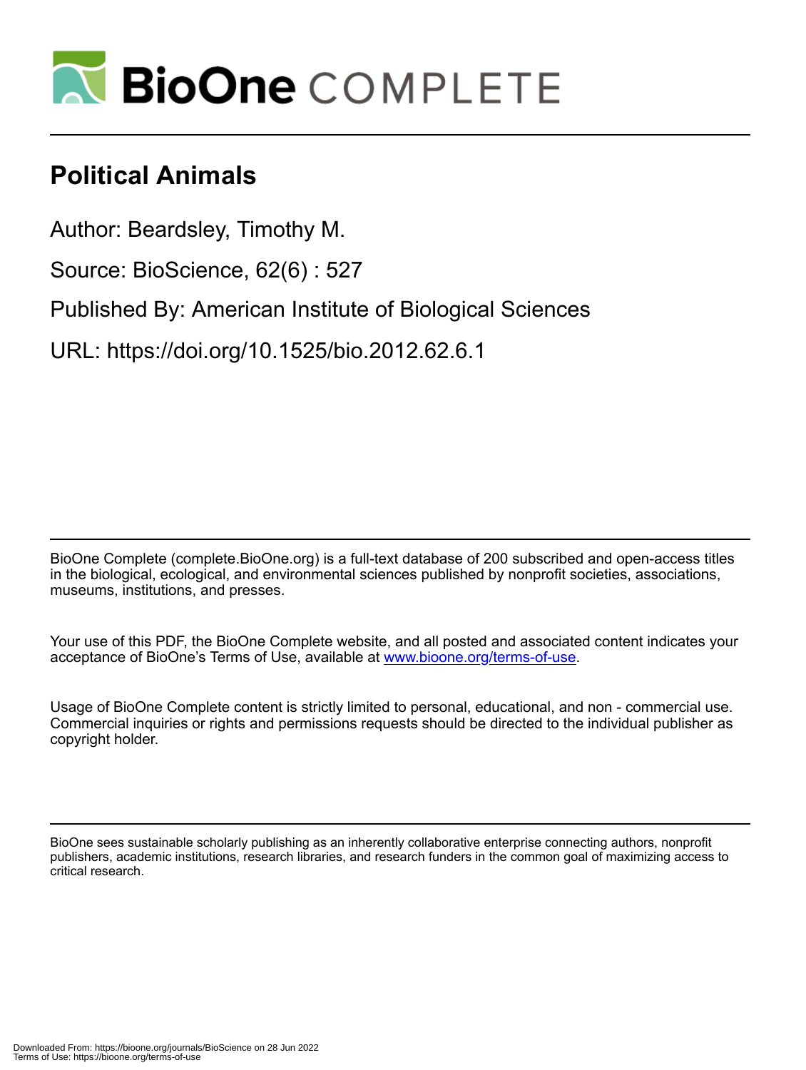# Political Animals

Author: Beardsley, Timothy M.

Source: BioScience, 62(6) : 527

Published By: American Institute of Biological Sciences

URL: https://doi.org/10.1525/bio.2012.62.6.1

BioOne Complete (complete.BioOne.org) is a full-text database of 200 subscribed and open-access titles in the biological, ecological, and environmental sciences published by nonprofit societies, associations, museums, institutions, and presses.

Your use of this PDF, the BioOne Complete website, and all posted and associated content indicates your acceptance of BioOne's Terms of Use, available at www.bioone.org/terms-of-use.

Usage of BioOne Complete content is strictly limited to personal, educational, and non - commercial use. Commercial inquiries or rights and permissions requests should be directed to the individual publisher as copyright holder.

BioOne sees sustainable scholarly publishing as an inherently collaborative enterprise connecting authors, nonprofit publishers, academic institutions, research libraries, and research funders in the common goal of maximizing access to critical research.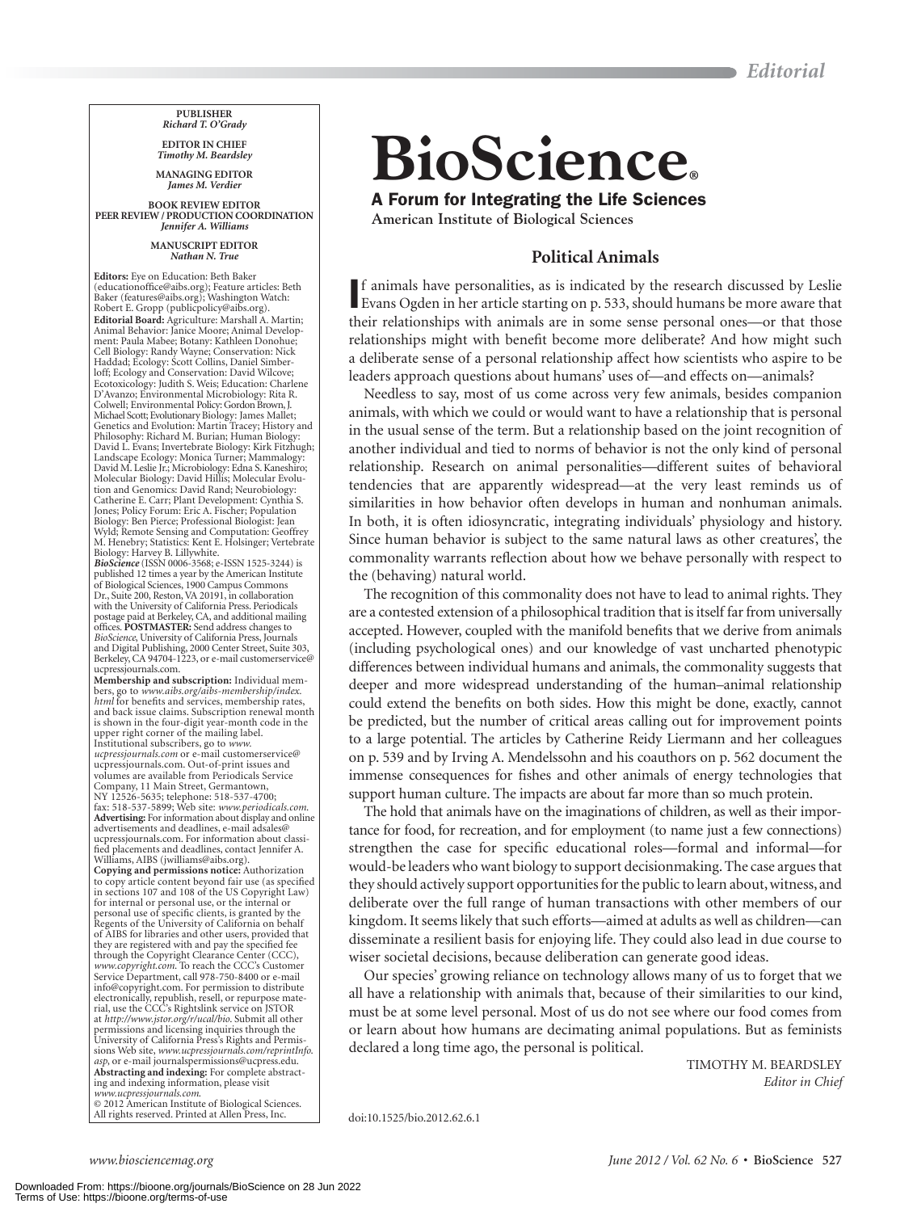**PUBLISHER**
*Richard T. O'Grady*

**EDITOR IN CHIEF**
*Timothy M. Beardsley*

**MANAGING EDITOR**
*James M. Verdier*

**BOOK REVIEW EDITOR**
**PEER REVIEW / PRODUCTION COORDINATION**
*Jennifer A. Williams*

**MANUSCRIPT EDITOR**
*Nathan N. True*

**Editors:** Eye on Education: Beth Baker (educationoffice@aibs.org); Feature articles: Beth Baker (features@aibs.org); Washington Watch: Robert E. Gropp (publicpolicy@aibs.org).
**Editorial Board:** Agriculture: Marshall A. Martin; Animal Behavior: Janice Moore; Animal Development: Paula Mabee; Botany: Kathleen Donohue; Cell Biology: Randy Wayne; Conservation: Nick Haddad; Ecology: Scott Collins, Daniel Simberloff; Ecology and Conservation: David Wilcove; Ecotoxicology: Judith S. Weis; Education: Charlene D'Avanzo; Environmental Microbiology: Rita R. Colwell; Environmental Policy: Gordon Brown, J. Michael Scott; Evolutionary Biology: James Mallet; Genetics and Evolution: Martin Tracey; History and Philosophy: Richard M. Burian; Human Biology: David L. Evans; Invertebrate Biology: Kirk Fitzhugh; Landscape Ecology: Monica Turner; Mammalogy: David M. Leslie Jr.; Microbiology: Edna S. Kaneshiro; Molecular Biology: David Hillis; Molecular Evolution and Genomics: David Rand; Neurobiology: Catherine E. Carr; Plant Development: Cynthia S. Jones; Policy Forum: Eric A. Fischer; Population Biology: Ben Pierce; Professional Biologist: Jean Wyld; Remote Sensing and Computation: Geoffrey M. Henebry; Statistics: Kent E. Holsinger; Vertebrate Biology: Harvey B. Lillywhite.
***BioScience*** (ISSN 0006-3568; e-ISSN 1525-3244) is published 12 times a year by the American Institute of Biological Sciences, 1900 Campus Commons Dr., Suite 200, Reston, VA 20191, in collaboration with the University of California Press. Periodicals postage paid at Berkeley, CA, and additional mailing offices. **POSTMASTER:** Send address changes to *BioScience*, University of California Press, Journals and Digital Publishing, 2000 Center Street, Suite 303, Berkeley, CA 94704-1223, or e-mail customerservice@ucpressjournals.com.
**Membership and subscription:** Individual members, go to *www.aibs.org/aibs-membership/index.html* for benefits and services, membership rates, and back issue claims. Subscription renewal month is shown in the four-digit year-month code in the upper right corner of the mailing label. Institutional subscribers, go to *www.ucpressjournals.com* or e-mail customerservice@ucpressjournals.com. Out-of-print issues and volumes are available from Periodicals Service Company, 11 Main Street, Germantown, NY 12526-5635; telephone: 518-537-4700; fax: 518-537-5899; Web site: *www.periodicals.com*.
**Advertising:** For information about display and online advertisements and deadlines, e-mail adsales@ucpressjournals.com. For information about classified placements and deadlines, contact Jennifer A. Williams, AIBS (jwilliams@aibs.org).
**Copying and permissions notice:** Authorization to copy article content beyond fair use (as specified in sections 107 and 108 of the US Copyright Law) for internal or personal use, or the internal or personal use of specific clients, is granted by the Regents of the University of California on behalf of AIBS for libraries and other users, provided that they are registered with and pay the specified fee through the Copyright Clearance Center (CCC), *www.copyright.com*. To reach the CCC's Customer Service Department, call 978-750-8400 or e-mail info@copyright.com. For permission to distribute electronically, republish, resell, or repurpose material, use the CCC's Rightslink service on JSTOR at *http://www.jstor.org/r/ucal/bio*. Submit all other permissions and licensing inquiries through the University of California Press's Rights and Permissions Web site, *www.ucpressjournals.com/reprintInfo.asp*, or e-mail journalspermissions@ucpress.edu.
**Abstracting and indexing:** For complete abstracting and indexing information, please visit *www.ucpressjournals.com*.
© 2012 American Institute of Biological Sciences. All rights reserved. Printed at Allen Press, Inc.

# BioScience®

**A Forum for Integrating the Life Sciences**
**American Institute of Biological Sciences**

## Political Animals

If animals have personalities, as is indicated by the research discussed by Leslie Evans Ogden in her article starting on p. 533, should humans be more aware that their relationships with animals are in some sense personal ones—or that those relationships might with benefit become more deliberate? And how might such a deliberate sense of a personal relationship affect how scientists who aspire to be leaders approach questions about humans' uses of—and effects on—animals?

Needless to say, most of us come across very few animals, besides companion animals, with which we could or would want to have a relationship that is personal in the usual sense of the term. But a relationship based on the joint recognition of another individual and tied to norms of behavior is not the only kind of personal relationship. Research on animal personalities—different suites of behavioral tendencies that are apparently widespread—at the very least reminds us of similarities in how behavior often develops in human and nonhuman animals. In both, it is often idiosyncratic, integrating individuals' physiology and history. Since human behavior is subject to the same natural laws as other creatures', the commonality warrants reflection about how we behave personally with respect to the (behaving) natural world.

The recognition of this commonality does not have to lead to animal rights. They are a contested extension of a philosophical tradition that is itself far from universally accepted. However, coupled with the manifold benefits that we derive from animals (including psychological ones) and our knowledge of vast uncharted phenotypic differences between individual humans and animals, the commonality suggests that deeper and more widespread understanding of the human–animal relationship could extend the benefits on both sides. How this might be done, exactly, cannot be predicted, but the number of critical areas calling out for improvement points to a large potential. The articles by Catherine Reidy Liermann and her colleagues on p. 539 and by Irving A. Mendelssohn and his coauthors on p. 562 document the immense consequences for fishes and other animals of energy technologies that support human culture. The impacts are about far more than so much protein.

The hold that animals have on the imaginations of children, as well as their importance for food, for recreation, and for employment (to name just a few connections) strengthen the case for specific educational roles—formal and informal—for would-be leaders who want biology to support decisionmaking. The case argues that they should actively support opportunities for the public to learn about, witness, and deliberate over the full range of human transactions with other members of our kingdom. It seems likely that such efforts—aimed at adults as well as children—can disseminate a resilient basis for enjoying life. They could also lead in due course to wiser societal decisions, because deliberation can generate good ideas.

Our species' growing reliance on technology allows many of us to forget that we all have a relationship with animals that, because of their similarities to our kind, must be at some level personal. Most of us do not see where our food comes from or learn about how humans are decimating animal populations. But as feminists declared a long time ago, the personal is political.

TIMOTHY M. BEARDSLEY
*Editor in Chief*

doi:10.1525/bio.2012.62.6.1